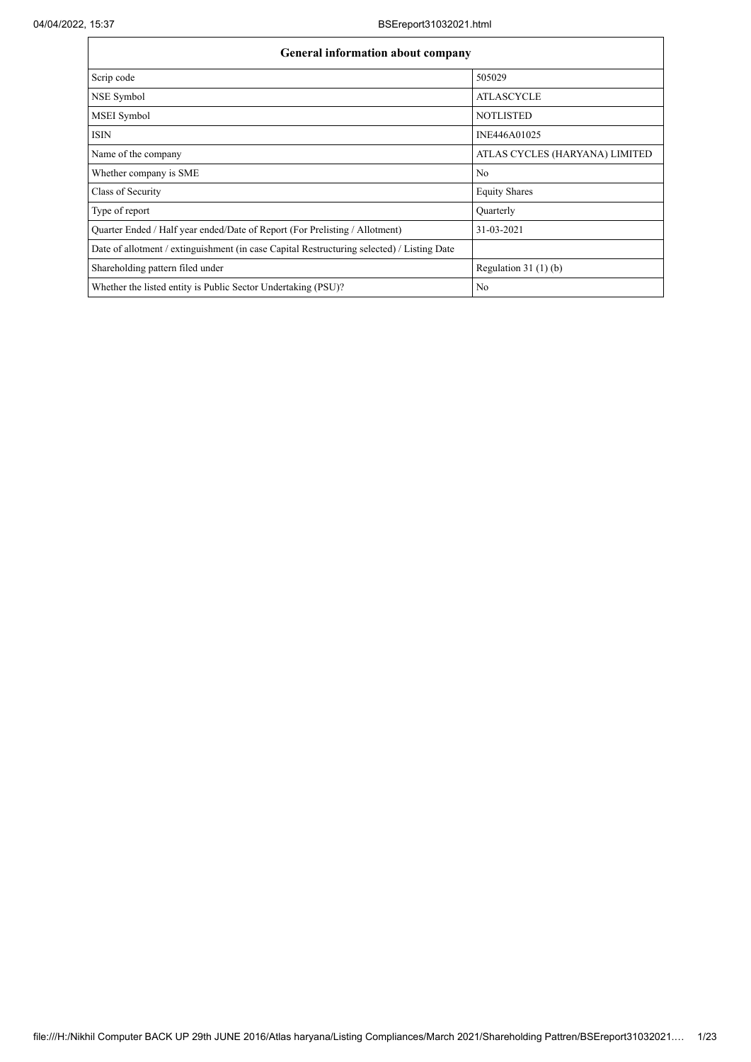| General information about company | |
|---|---|
| Scrip code | 505029 |
| NSE Symbol | ATLASCYCLE |
| MSEI Symbol | NOTLISTED |
| ISIN | INE446A01025 |
| Name of the company | ATLAS CYCLES (HARYANA) LIMITED |
| Whether company is SME | No |
| Class of Security | Equity Shares |
| Type of report | Quarterly |
| Quarter Ended / Half year ended/Date of Report (For Prelisting / Allotment) | 31-03-2021 |
| Date of allotment / extinguishment (in case Capital Restructuring selected) / Listing Date | |
| Shareholding pattern filed under | Regulation 31 (1) (b) |
| Whether the listed entity is Public Sector Undertaking (PSU)? | No |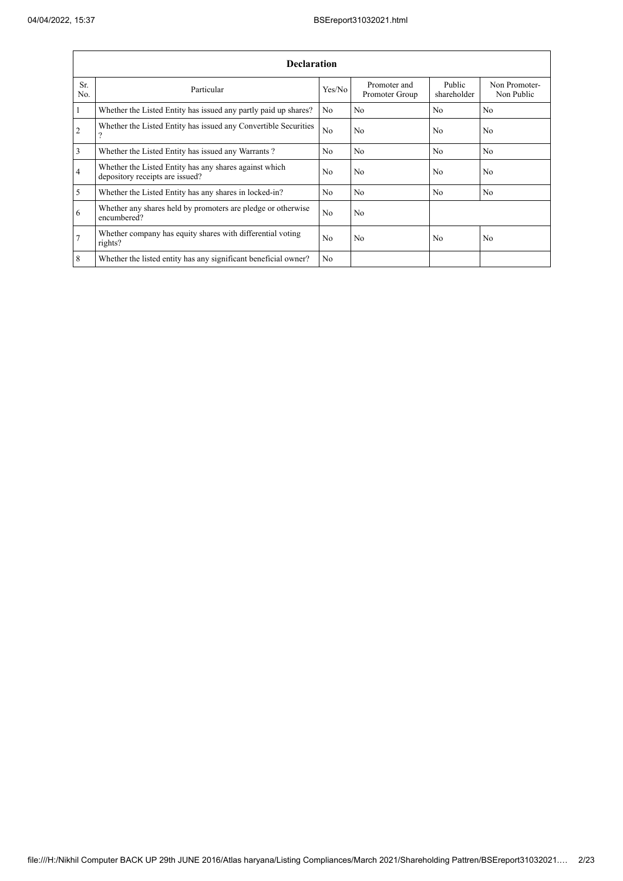| Declaration | | | | | |
|---|---|---|---|---|---|
| Sr. No. | Particular | Yes/No | Promoter and Promoter Group | Public shareholder | Non Promoter- Non Public |
| 1 | Whether the Listed Entity has issued any partly paid up shares? | No | No | No | No |
| 2 | Whether the Listed Entity has issued any Convertible Securities ? | No | No | No | No |
| 3 | Whether the Listed Entity has issued any Warrants ? | No | No | No | No |
| 4 | Whether the Listed Entity has any shares against which depository receipts are issued? | No | No | No | No |
| 5 | Whether the Listed Entity has any shares in locked-in? | No | No | No | No |
| 6 | Whether any shares held by promoters are pledge or otherwise encumbered? | No | No | | |
| 7 | Whether company has equity shares with differential voting rights? | No | No | No | No |
| 8 | Whether the listed entity has any significant beneficial owner? | No | | | |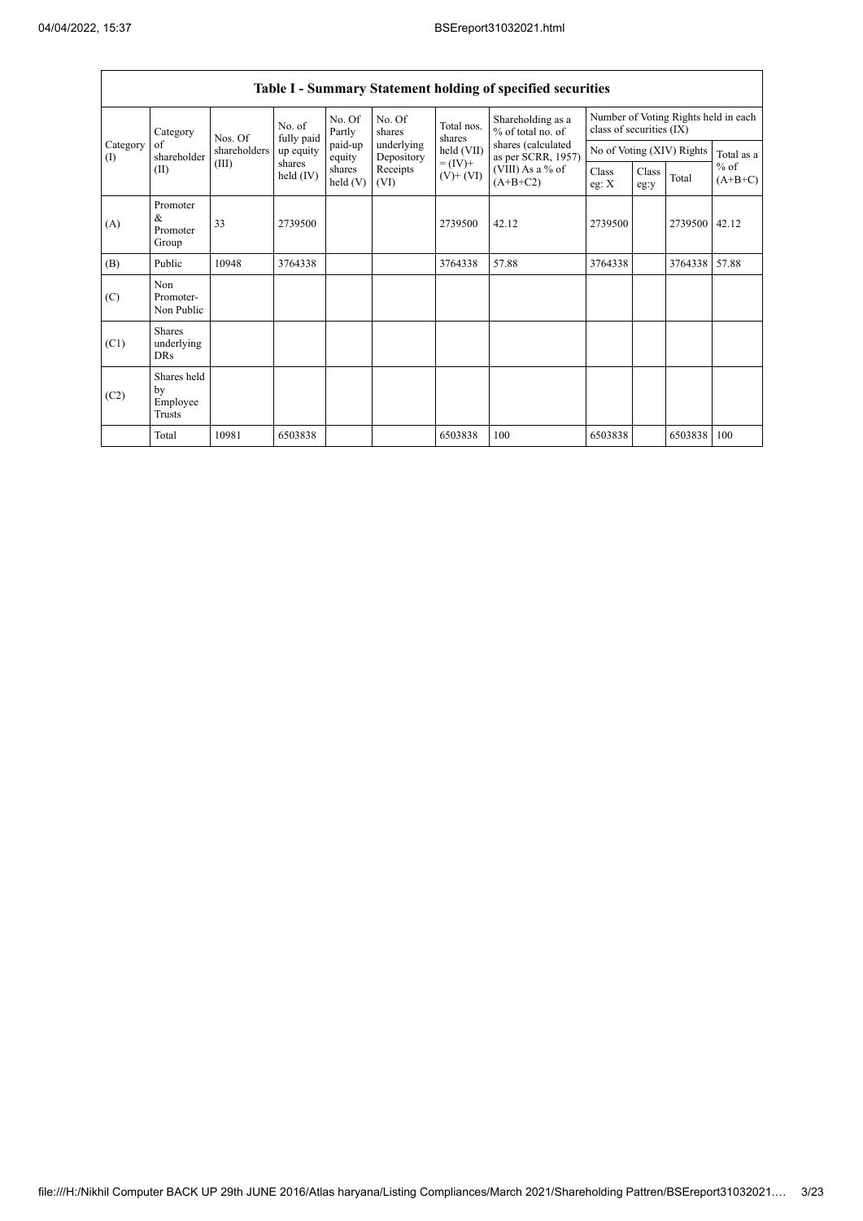## Table I - Summary Statement holding of specified securities

| Category (I) | Category of shareholder (II) | Nos. Of shareholders (III) | No. of fully paid up equity shares held (IV) | No. Of Partly paid-up equity shares held (V) | No. Of shares underlying Depository Receipts (VI) | Total nos. shares held (VII) = (IV)+ (V)+ (VI) | Shareholding as a % of total no. of shares (calculated as per SCRR, 1957) (VIII) As a % of (A+B+C2) | Number of Voting Rights held in each class of securities (IX) | | | |
|---|---|---|---|---|---|---|---|---|---|---|---|
| | | | | | | | | No of Voting (XIV) Rights | | | Total as a % of (A+B+C) |
| | | | | | | | | Class eg: X | Class eg:y | Total | |
| (A) | Promoter & Promoter Group | 33 | 2739500 | | | 2739500 | 42.12 | 2739500 | | 2739500 | 42.12 |
| (B) | Public | 10948 | 3764338 | | | 3764338 | 57.88 | 3764338 | | 3764338 | 57.88 |
| (C) | Non Promoter- Non Public | | | | | | | | | | |
| (C1) | Shares underlying DRs | | | | | | | | | | |
| (C2) | Shares held by Employee Trusts | | | | | | | | | | |
| | Total | 10981 | 6503838 | | | 6503838 | 100 | 6503838 | | 6503838 | 100 |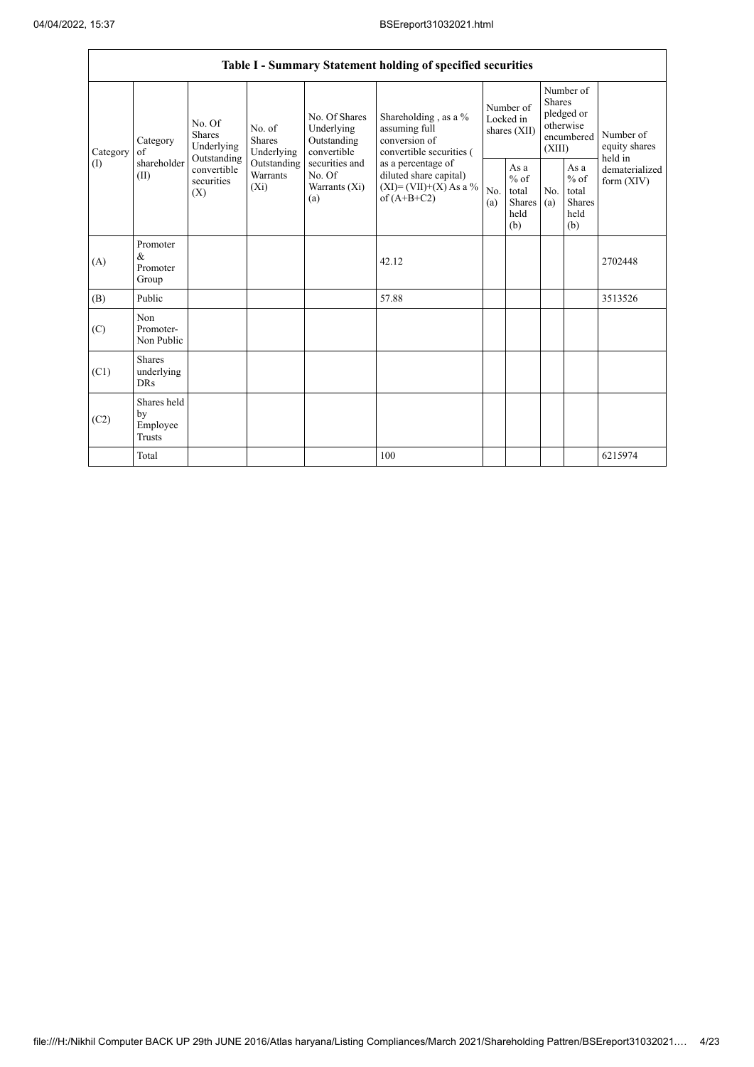| Table I - Summary Statement holding of specified securities | | | | | | | | | | | |
|---|---|---|---|---|---|---|---|---|---|---|---|
| Category (I) | Category of shareholder (II) | No. Of Shares Underlying Outstanding convertible securities (X) | No. of Shares Underlying Outstanding Warrants (Xi) | No. Of Shares Underlying Outstanding convertible securities and No. Of Warrants (Xi) (a) | Shareholding , as a % assuming full conversion of convertible securities ( as a percentage of diluted share capital) (XI)= (VII)+(X) As a % of (A+B+C2) | Number of Locked in shares (XII) | | Number of Shares pledged or otherwise encumbered (XIII) | | Number of equity shares held in dematerialized form (XIV) |
| | | | | | | No. (a) | As a % of total Shares held (b) | No. (a) | As a % of total Shares held (b) | |
| (A) | Promoter & Promoter Group | | | | 42.12 | | | | | 2702448 |
| (B) | Public | | | | 57.88 | | | | | 3513526 |
| (C) | Non Promoter- Non Public | | | | | | | | | |
| (C1) | Shares underlying DRs | | | | | | | | | |
| (C2) | Shares held by Employee Trusts | | | | | | | | | |
| | Total | | | | 100 | | | | | 6215974 |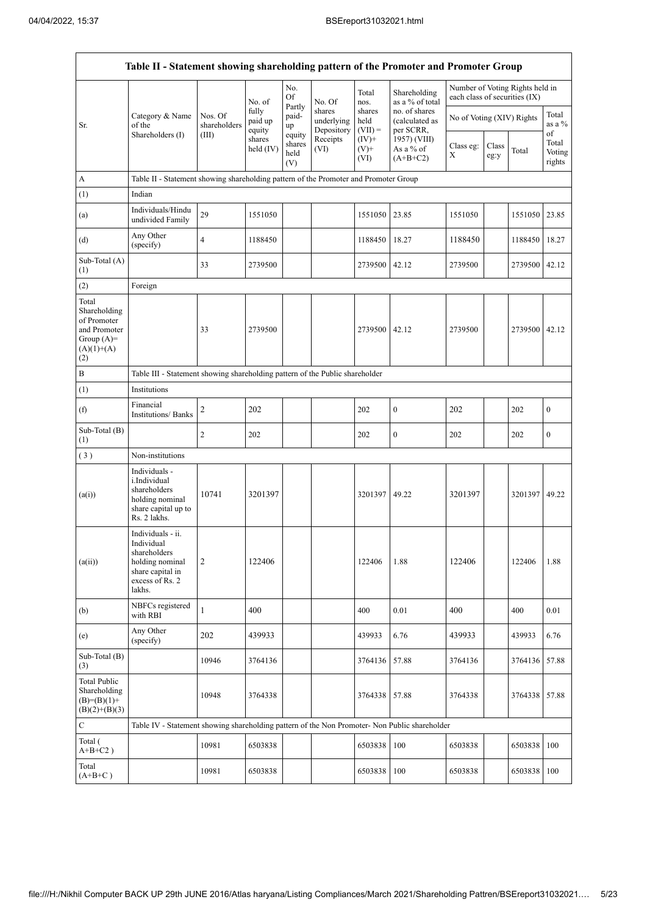| Table II - Statement showing shareholding pattern of the Promoter and Promoter Group | | | | | | | | | | | | |
|---|---|---|---|---|---|---|---|---|---|---|---|---|
| Sr. | Category & Name of the Shareholders (I) | Nos. Of shareholders (III) | No. of fully paid up equity shares held (IV) | No. Of Partly paid-up equity shares held (V) | No. Of shares underlying Depository Receipts (VI) | Total nos. shares held (VII) = (IV)+ (V)+ (VI) | Shareholding as a % of total no. of shares (calculated as per SCRR, 1957) (VIII) As a % of (A+B+C2) | Number of Voting Rights held in each class of securities (IX) | | | |
| | | | | | | | | No of Voting (XIV) Rights | | | Total as a % of Total Voting rights |
| | | | | | | | | Class eg: X | Class eg:y | Total | |
| A | Table II - Statement showing shareholding pattern of the Promoter and Promoter Group | | | | | | | | | | |
| (1) | Indian | | | | | | | | | | |
| (a) | Individuals/Hindu undivided Family | 29 | 1551050 | | | 1551050 | 23.85 | 1551050 | | 1551050 | 23.85 |
| (d) | Any Other (specify) | 4 | 1188450 | | | 1188450 | 18.27 | 1188450 | | 1188450 | 18.27 |
| Sub-Total (A) (1) | | 33 | 2739500 | | | 2739500 | 42.12 | 2739500 | | 2739500 | 42.12 |
| (2) | Foreign | | | | | | | | | | |
| Total Shareholding of Promoter and Promoter Group (A)= (A)(1)+(A)(2) | | 33 | 2739500 | | | 2739500 | 42.12 | 2739500 | | 2739500 | 42.12 |
| B | Table III - Statement showing shareholding pattern of the Public shareholder | | | | | | | | | | |
| (1) | Institutions | | | | | | | | | | |
| (f) | Financial Institutions/ Banks | 2 | 202 | | | 202 | 0 | 202 | | 202 | 0 |
| Sub-Total (B) (1) | | 2 | 202 | | | 202 | 0 | 202 | | 202 | 0 |
| (3) | Non-institutions | | | | | | | | | | |
| (a(i)) | Individuals - i.Individual shareholders holding nominal share capital up to Rs. 2 lakhs. | 10741 | 3201397 | | | 3201397 | 49.22 | 3201397 | | 3201397 | 49.22 |
| (a(ii)) | Individuals - ii. Individual shareholders holding nominal share capital in excess of Rs. 2 lakhs. | 2 | 122406 | | | 122406 | 1.88 | 122406 | | 122406 | 1.88 |
| (b) | NBFCs registered with RBI | 1 | 400 | | | 400 | 0.01 | 400 | | 400 | 0.01 |
| (e) | Any Other (specify) | 202 | 439933 | | | 439933 | 6.76 | 439933 | | 439933 | 6.76 |
| Sub-Total (B) (3) | | 10946 | 3764136 | | | 3764136 | 57.88 | 3764136 | | 3764136 | 57.88 |
| Total Public Shareholding (B)=(B)(1)+(B)(2)+(B)(3) | | 10948 | 3764338 | | | 3764338 | 57.88 | 3764338 | | 3764338 | 57.88 |
| C | Table IV - Statement showing shareholding pattern of the Non Promoter- Non Public shareholder | | | | | | | | | | |
| Total ( A+B+C2 ) | | 10981 | 6503838 | | | 6503838 | 100 | 6503838 | | 6503838 | 100 |
| Total (A+B+C ) | | 10981 | 6503838 | | | 6503838 | 100 | 6503838 | | 6503838 | 100 |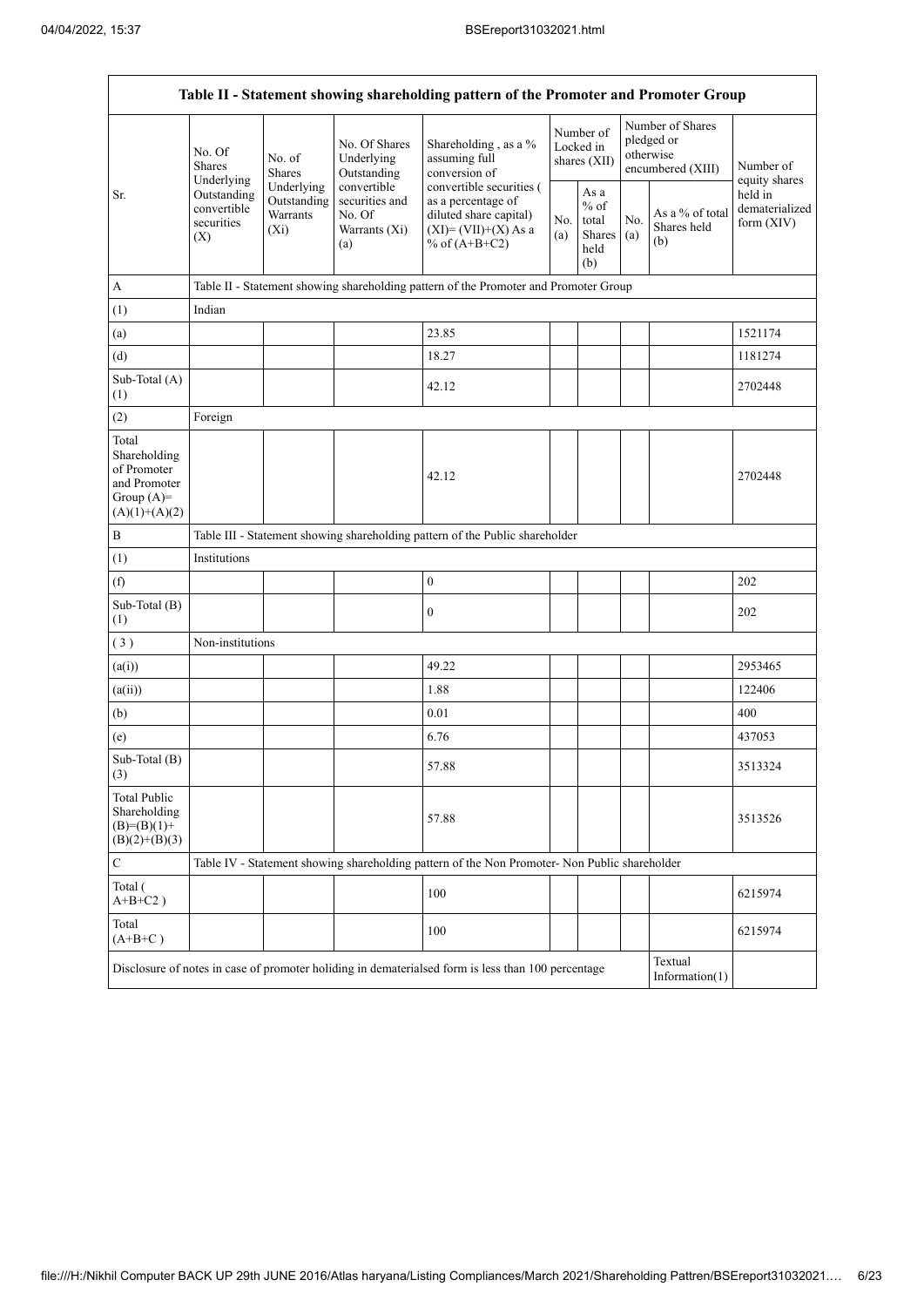| Table II - Statement showing shareholding pattern of the Promoter and Promoter Group | | | | | | | | | |
|---|---|---|---|---|---|---|---|---|---|
| Sr. | No. Of Shares Underlying Outstanding convertible securities (X) | No. of Shares Underlying Outstanding Warrants (Xi) | No. Of Shares Underlying Outstanding convertible securities and No. Of Warrants (Xi) (a) | Shareholding , as a % assuming full conversion of convertible securities ( as a percentage of diluted share capital) (XI)= (VII)+(X) As a % of (A+B+C2) | Number of Locked in shares (XII) | | Number of Shares pledged or otherwise encumbered (XIII) | | Number of equity shares held in dematerialized form (XIV) |
| | | | | | No. (a) | As a % of total Shares held (b) | No. (a) | As a % of total Shares held (b) | |
| A | Table II - Statement showing shareholding pattern of the Promoter and Promoter Group | | | | | | | | |
| (1) | Indian | | | | | | | | |
| (a) | | | | 23.85 | | | | | 1521174 |
| (d) | | | | 18.27 | | | | | 1181274 |
| Sub-Total (A) (1) | | | | 42.12 | | | | | 2702448 |
| (2) | Foreign | | | | | | | | |
| Total Shareholding of Promoter and Promoter Group (A)= (A)(1)+(A)(2) | | | | 42.12 | | | | | 2702448 |
| B | Table III - Statement showing shareholding pattern of the Public shareholder | | | | | | | | |
| (1) | Institutions | | | | | | | | |
| (f) | | | | 0 | | | | | 202 |
| Sub-Total (B) (1) | | | | 0 | | | | | 202 |
| ( 3 ) | Non-institutions | | | | | | | | |
| (a(i)) | | | | 49.22 | | | | | 2953465 |
| (a(ii)) | | | | 1.88 | | | | | 122406 |
| (b) | | | | 0.01 | | | | | 400 |
| (e) | | | | 6.76 | | | | | 437053 |
| Sub-Total (B) (3) | | | | 57.88 | | | | | 3513324 |
| Total Public Shareholding (B)=(B)(1)+(B)(2)+(B)(3) | | | | 57.88 | | | | | 3513526 |
| C | Table IV - Statement showing shareholding pattern of the Non Promoter- Non Public shareholder | | | | | | | | |
| Total ( A+B+C2 ) | | | | 100 | | | | | 6215974 |
| Total (A+B+C ) | | | | 100 | | | | | 6215974 |
| Disclosure of notes in case of promoter holiding in dematerialsed form is less than 100 percentage | | | | | | | | Textual Information(1) | |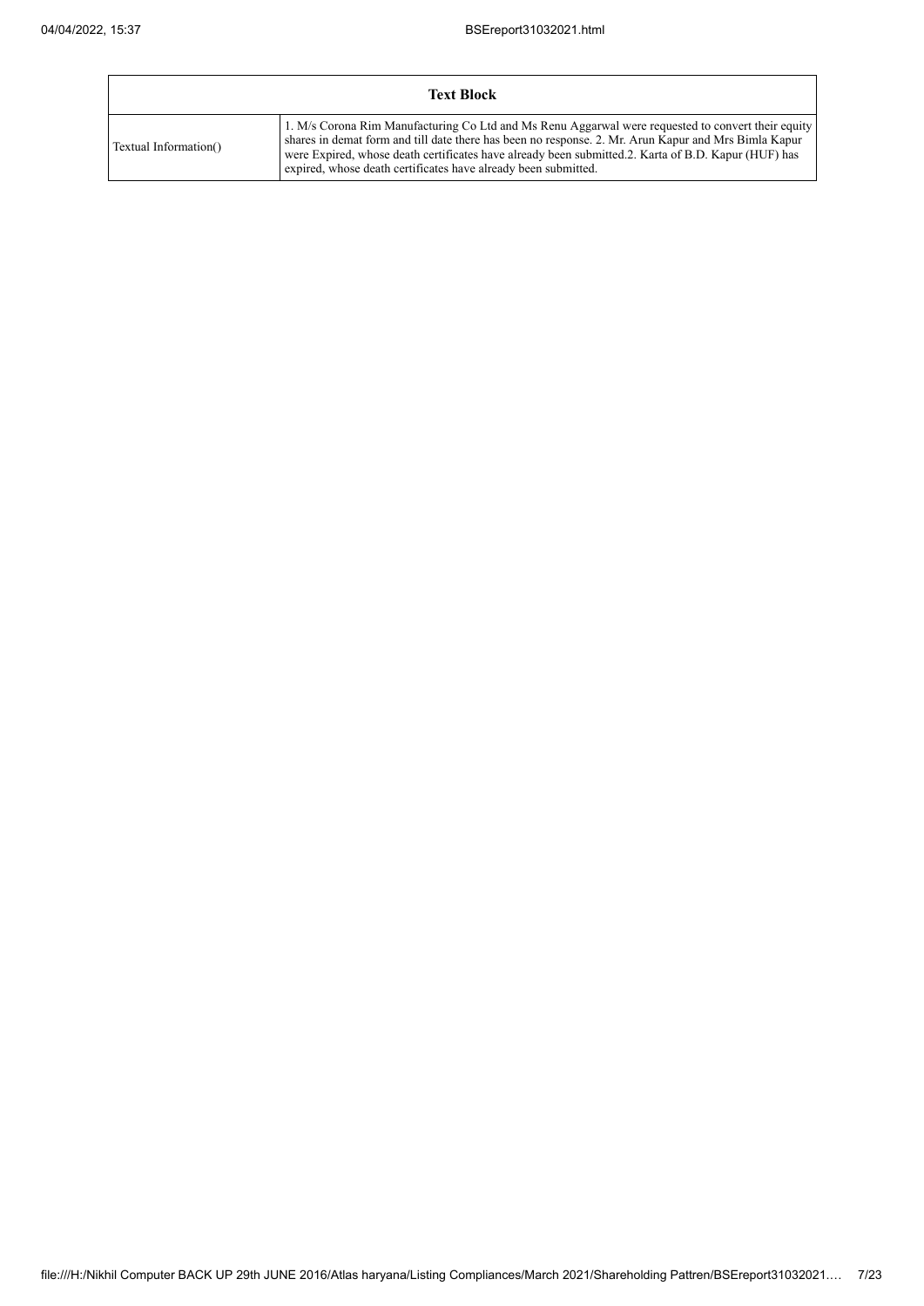| Text Block | |
|---|---|
| Textual Information() | 1. M/s Corona Rim Manufacturing Co Ltd and Ms Renu Aggarwal were requested to convert their equity shares in demat form and till date there has been no response. 2. Mr. Arun Kapur and Mrs Bimla Kapur were Expired, whose death certificates have already been submitted.2. Karta of B.D. Kapur (HUF) has expired, whose death certificates have already been submitted. |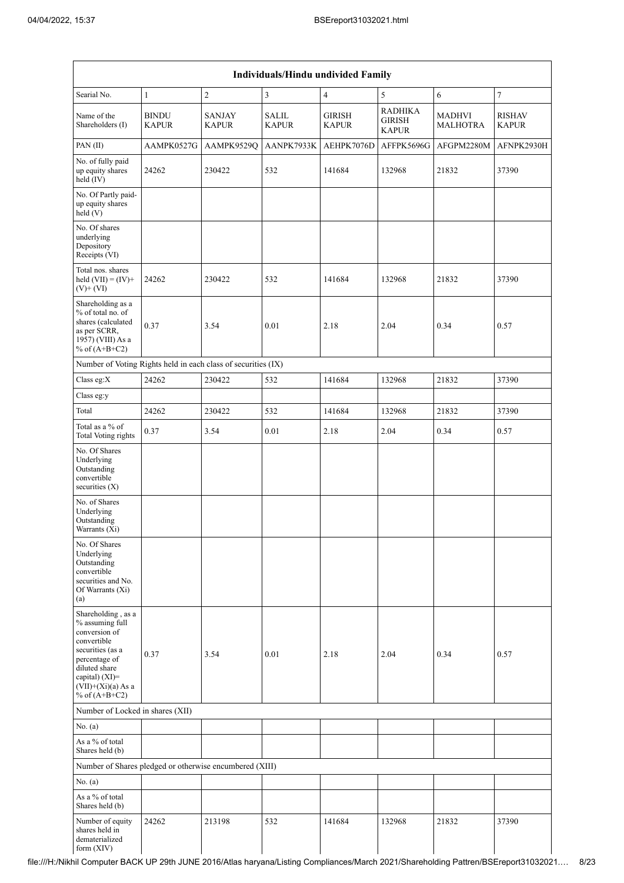| Individuals/Hindu undivided Family | | | | | | | |
|---|---|---|---|---|---|---|---|
| Searial No. | 1 | 2 | 3 | 4 | 5 | 6 | 7 |
| Name of the Shareholders (I) | BINDU KAPUR | SANJAY KAPUR | SALIL KAPUR | GIRISH KAPUR | RADHIKA GIRISH KAPUR | MADHVI MALHOTRA | RISHAV KAPUR |
| PAN (II) | AAMPK0527G | AAMPK9529Q | AANPK7933K | AEHPK7076D | AFFPK5696G | AFGPM2280M | AFNPK2930H |
| No. of fully paid up equity shares held (IV) | 24262 | 230422 | 532 | 141684 | 132968 | 21832 | 37390 |
| No. Of Partly paid-up equity shares held (V) | | | | | | | |
| No. Of shares underlying Depository Receipts (VI) | | | | | | | |
| Total nos. shares held (VII) = (IV)+ (V)+ (VI) | 24262 | 230422 | 532 | 141684 | 132968 | 21832 | 37390 |
| Shareholding as a % of total no. of shares (calculated as per SCRR, 1957) (VIII) As a % of (A+B+C2) | 0.37 | 3.54 | 0.01 | 2.18 | 2.04 | 0.34 | 0.57 |
| Number of Voting Rights held in each class of securities (IX) | | | | | | | |
| Class eg:X | 24262 | 230422 | 532 | 141684 | 132968 | 21832 | 37390 |
| Class eg:y | | | | | | | |
| Total | 24262 | 230422 | 532 | 141684 | 132968 | 21832 | 37390 |
| Total as a % of Total Voting rights | 0.37 | 3.54 | 0.01 | 2.18 | 2.04 | 0.34 | 0.57 |
| No. Of Shares Underlying Outstanding convertible securities (X) | | | | | | | |
| No. of Shares Underlying Outstanding Warrants (Xi) | | | | | | | |
| No. Of Shares Underlying Outstanding convertible securities and No. Of Warrants (Xi) (a) | | | | | | | |
| Shareholding , as a % assuming full conversion of convertible securities (as a percentage of diluted share capital) (XI)= (VII)+(Xi)(a) As a % of (A+B+C2) | 0.37 | 3.54 | 0.01 | 2.18 | 2.04 | 0.34 | 0.57 |
| Number of Locked in shares (XII) | | | | | | | |
| No. (a) | | | | | | | |
| As a % of total Shares held (b) | | | | | | | |
| Number of Shares pledged or otherwise encumbered (XIII) | | | | | | | |
| No. (a) | | | | | | | |
| As a % of total Shares held (b) | | | | | | | |
| Number of equity shares held in dematerialized form (XIV) | 24262 | 213198 | 532 | 141684 | 132968 | 21832 | 37390 |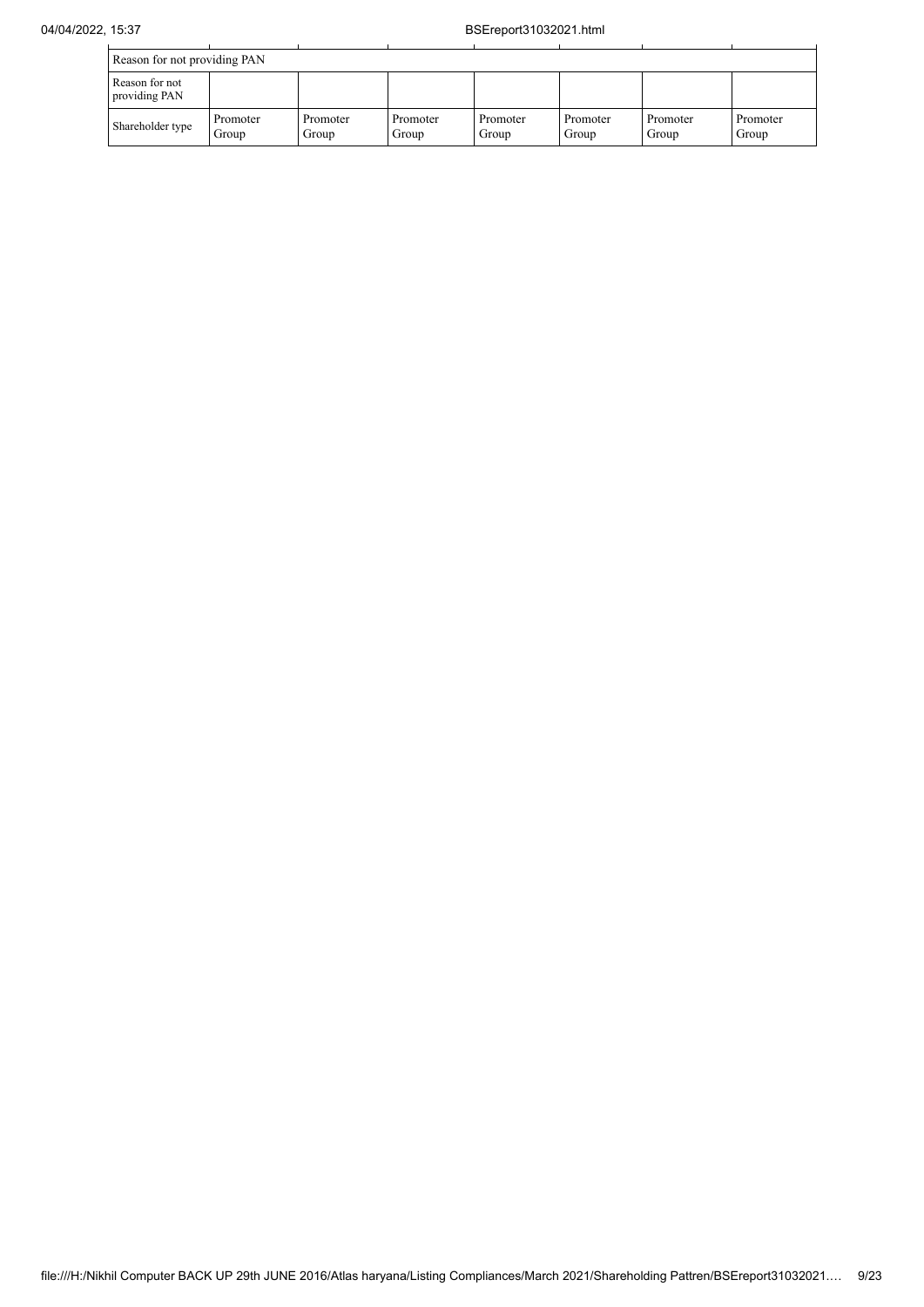| Reason for not providing PAN | | | | | | | |
|---|---|---|---|---|---|---|---|
| Reason for not providing PAN | | | | | | | |
| Shareholder type | Promoter Group | Promoter Group | Promoter Group | Promoter Group | Promoter Group | Promoter Group | Promoter Group |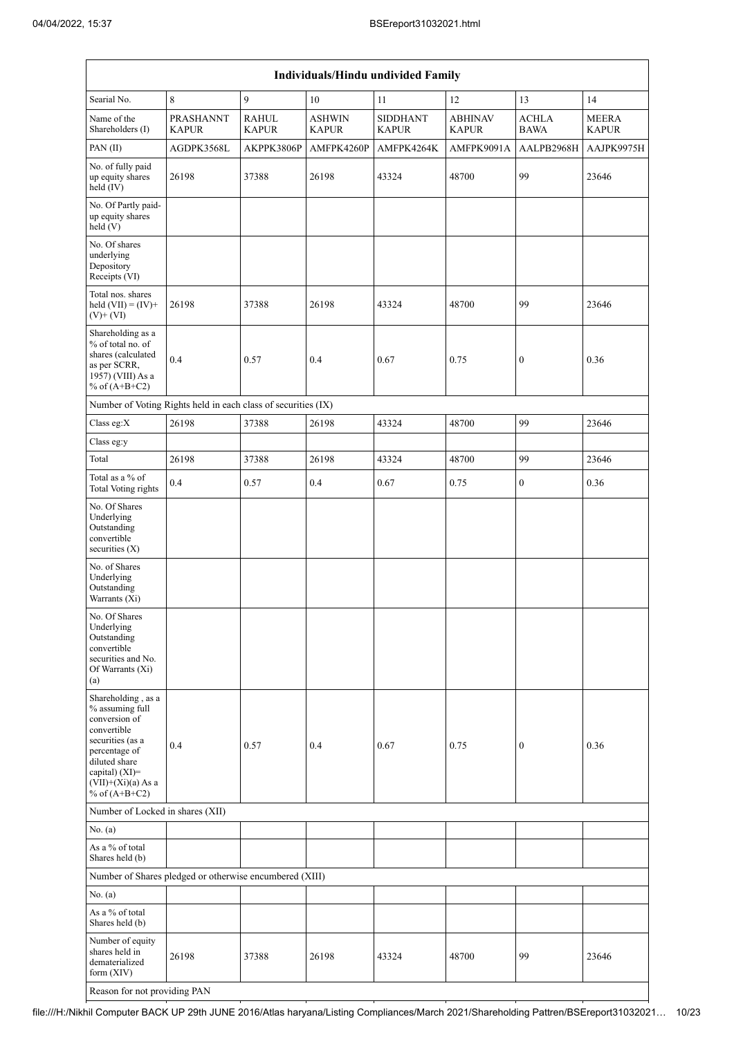| Individuals/Hindu undivided Family | | | | | | | |
|---|---|---|---|---|---|---|---|
| Searial No. | 8 | 9 | 10 | 11 | 12 | 13 | 14 |
| Name of the Shareholders (I) | PRASHANNT KAPUR | RAHUL KAPUR | ASHWIN KAPUR | SIDDHANT KAPUR | ABHINAV KAPUR | ACHLA BAWA | MEERA KAPUR |
| PAN (II) | AGDPK3568L | AKPPK3806P | AMFPK4260P | AMFPK4264K | AMFPK9091A | AALPB2968H | AAJPK9975H |
| No. of fully paid up equity shares held (IV) | 26198 | 37388 | 26198 | 43324 | 48700 | 99 | 23646 |
| No. Of Partly paid-up equity shares held (V) | | | | | | | |
| No. Of shares underlying Depository Receipts (VI) | | | | | | | |
| Total nos. shares held (VII) = (IV)+ (V)+ (VI) | 26198 | 37388 | 26198 | 43324 | 48700 | 99 | 23646 |
| Shareholding as a % of total no. of shares (calculated as per SCRR, 1957) (VIII) As a % of (A+B+C2) | 0.4 | 0.57 | 0.4 | 0.67 | 0.75 | 0 | 0.36 |
| Number of Voting Rights held in each class of securities (IX) | | | | | | | |
| Class eg:X | 26198 | 37388 | 26198 | 43324 | 48700 | 99 | 23646 |
| Class eg:y | | | | | | | |
| Total | 26198 | 37388 | 26198 | 43324 | 48700 | 99 | 23646 |
| Total as a % of Total Voting rights | 0.4 | 0.57 | 0.4 | 0.67 | 0.75 | 0 | 0.36 |
| No. Of Shares Underlying Outstanding convertible securities (X) | | | | | | | |
| No. of Shares Underlying Outstanding Warrants (Xi) | | | | | | | |
| No. Of Shares Underlying Outstanding convertible securities and No. Of Warrants (Xi) (a) | | | | | | | |
| Shareholding , as a % assuming full conversion of convertible securities (as a percentage of diluted share capital) (XI)= (VII)+(Xi)(a) As a % of (A+B+C2) | 0.4 | 0.57 | 0.4 | 0.67 | 0.75 | 0 | 0.36 |
| Number of Locked in shares (XII) | | | | | | | |
| No. (a) | | | | | | | |
| As a % of total Shares held (b) | | | | | | | |
| Number of Shares pledged or otherwise encumbered (XIII) | | | | | | | |
| No. (a) | | | | | | | |
| As a % of total Shares held (b) | | | | | | | |
| Number of equity shares held in dematerialized form (XIV) | 26198 | 37388 | 26198 | 43324 | 48700 | 99 | 23646 |
| Reason for not providing PAN | | | | | | | |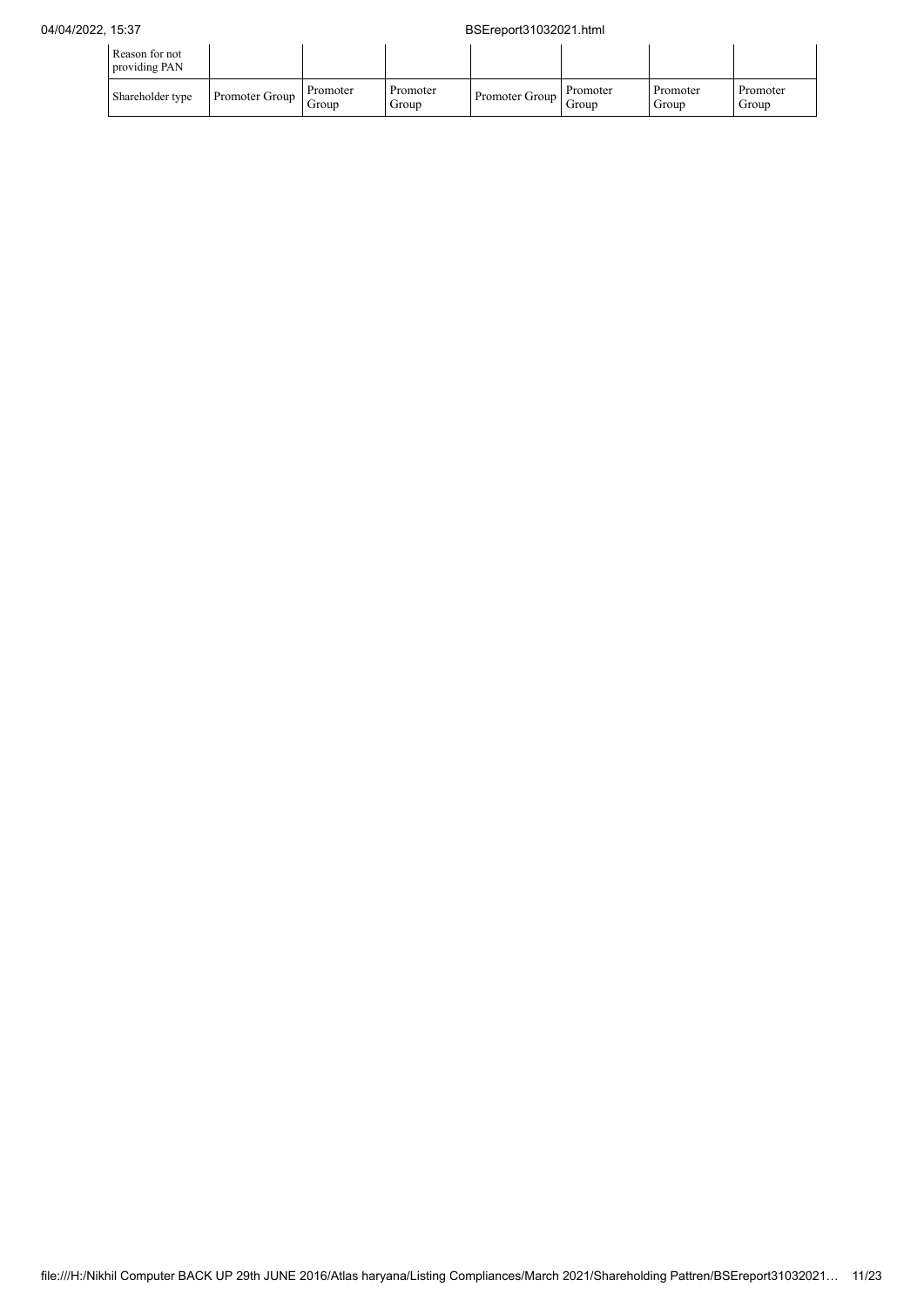| Reason for not providing PAN | | | | | | | |
|---|---|---|---|---|---|---|---|
| Shareholder type | Promoter Group | Promoter Group | Promoter Group | Promoter Group | Promoter Group | Promoter Group | Promoter Group |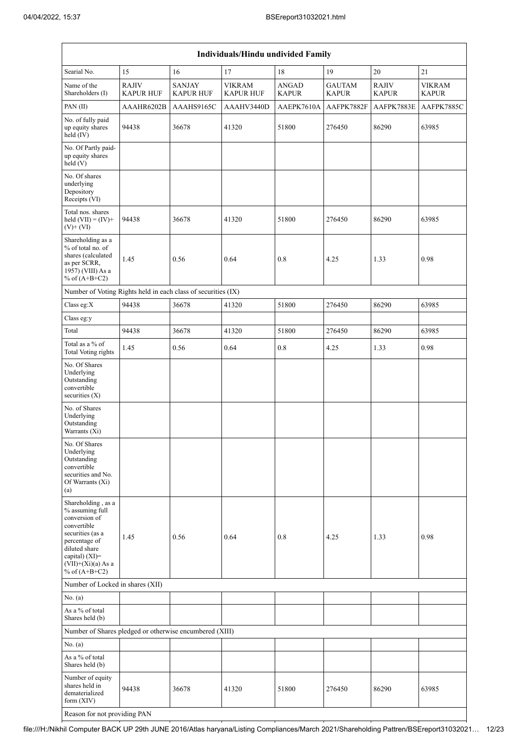| Individuals/Hindu undivided Family | | | | | | | |
|---|---|---|---|---|---|---|---|
| Searial No. | 15 | 16 | 17 | 18 | 19 | 20 | 21 |
| Name of the Shareholders (I) | RAJIV KAPUR HUF | SANJAY KAPUR HUF | VIKRAM KAPUR HUF | ANGAD KAPUR | GAUTAM KAPUR | RAJIV KAPUR | VIKRAM KAPUR |
| PAN (II) | AAAHR6202B | AAAHS9165C | AAAHV3440D | AAEPK7610A | AAFPK7882F | AAFPK7883E | AAFPK7885C |
| No. of fully paid up equity shares held (IV) | 94438 | 36678 | 41320 | 51800 | 276450 | 86290 | 63985 |
| No. Of Partly paid-up equity shares held (V) | | | | | | | |
| No. Of shares underlying Depository Receipts (VI) | | | | | | | |
| Total nos. shares held (VII) = (IV)+ (V)+ (VI) | 94438 | 36678 | 41320 | 51800 | 276450 | 86290 | 63985 |
| Shareholding as a % of total no. of shares (calculated as per SCRR, 1957) (VIII) As a % of (A+B+C2) | 1.45 | 0.56 | 0.64 | 0.8 | 4.25 | 1.33 | 0.98 |
| Number of Voting Rights held in each class of securities (IX) | | | | | | | |
| Class eg:X | 94438 | 36678 | 41320 | 51800 | 276450 | 86290 | 63985 |
| Class eg:y | | | | | | | |
| Total | 94438 | 36678 | 41320 | 51800 | 276450 | 86290 | 63985 |
| Total as a % of Total Voting rights | 1.45 | 0.56 | 0.64 | 0.8 | 4.25 | 1.33 | 0.98 |
| No. Of Shares Underlying Outstanding convertible securities (X) | | | | | | | |
| No. of Shares Underlying Outstanding Warrants (Xi) | | | | | | | |
| No. Of Shares Underlying Outstanding convertible securities and No. Of Warrants (Xi) (a) | | | | | | | |
| Shareholding , as a % assuming full conversion of convertible securities (as a percentage of diluted share capital) (XI)= (VII)+(Xi)(a) As a % of (A+B+C2) | 1.45 | 0.56 | 0.64 | 0.8 | 4.25 | 1.33 | 0.98 |
| Number of Locked in shares (XII) | | | | | | | |
| No. (a) | | | | | | | |
| As a % of total Shares held (b) | | | | | | | |
| Number of Shares pledged or otherwise encumbered (XIII) | | | | | | | |
| No. (a) | | | | | | | |
| As a % of total Shares held (b) | | | | | | | |
| Number of equity shares held in dematerialized form (XIV) | 94438 | 36678 | 41320 | 51800 | 276450 | 86290 | 63985 |
| Reason for not providing PAN | | | | | | | |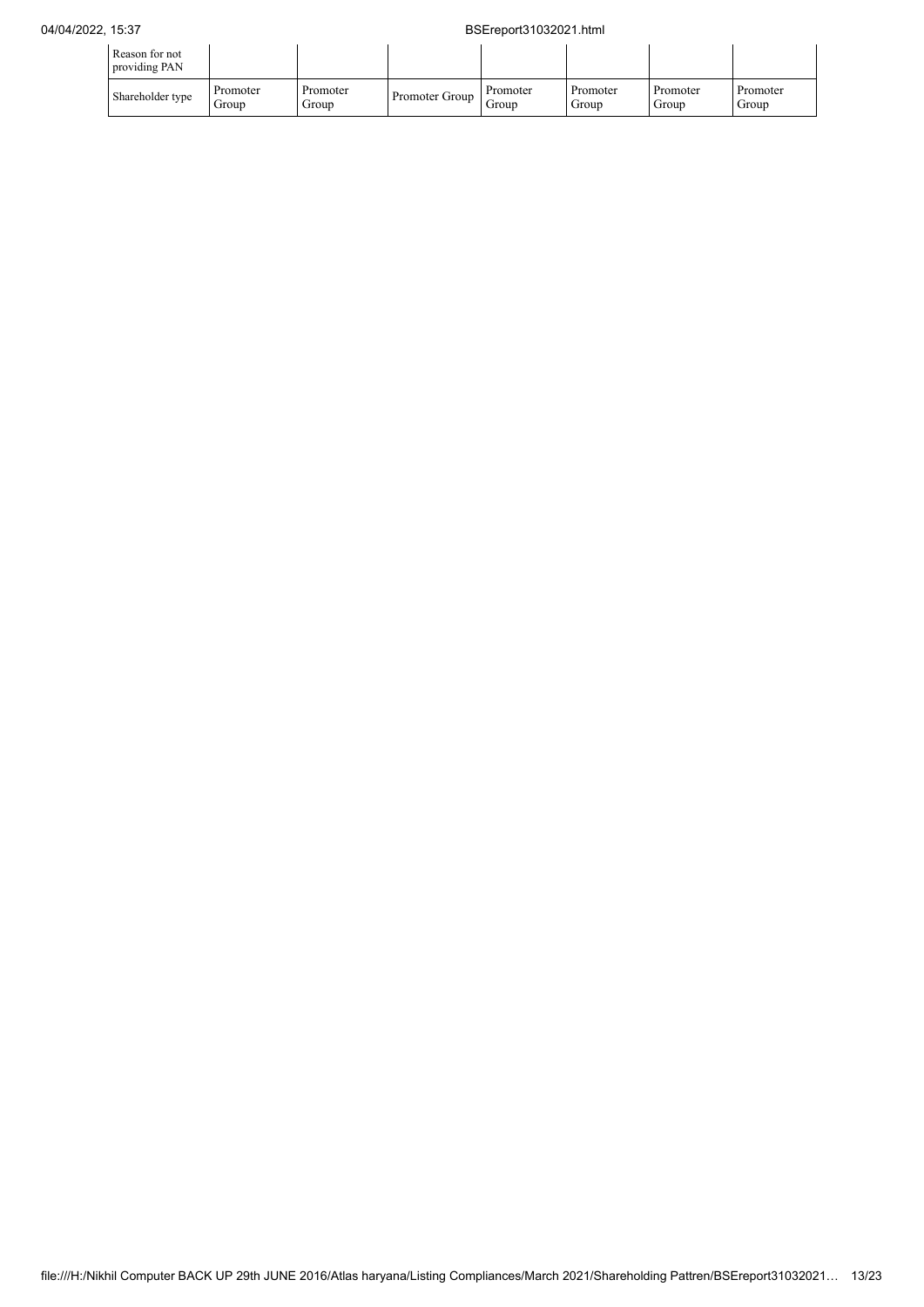| Reason for not providing PAN | | | | | | | |
|---|---|---|---|---|---|---|---|
| Shareholder type | Promoter Group | Promoter Group | Promoter Group | Promoter Group | Promoter Group | Promoter Group | Promoter Group |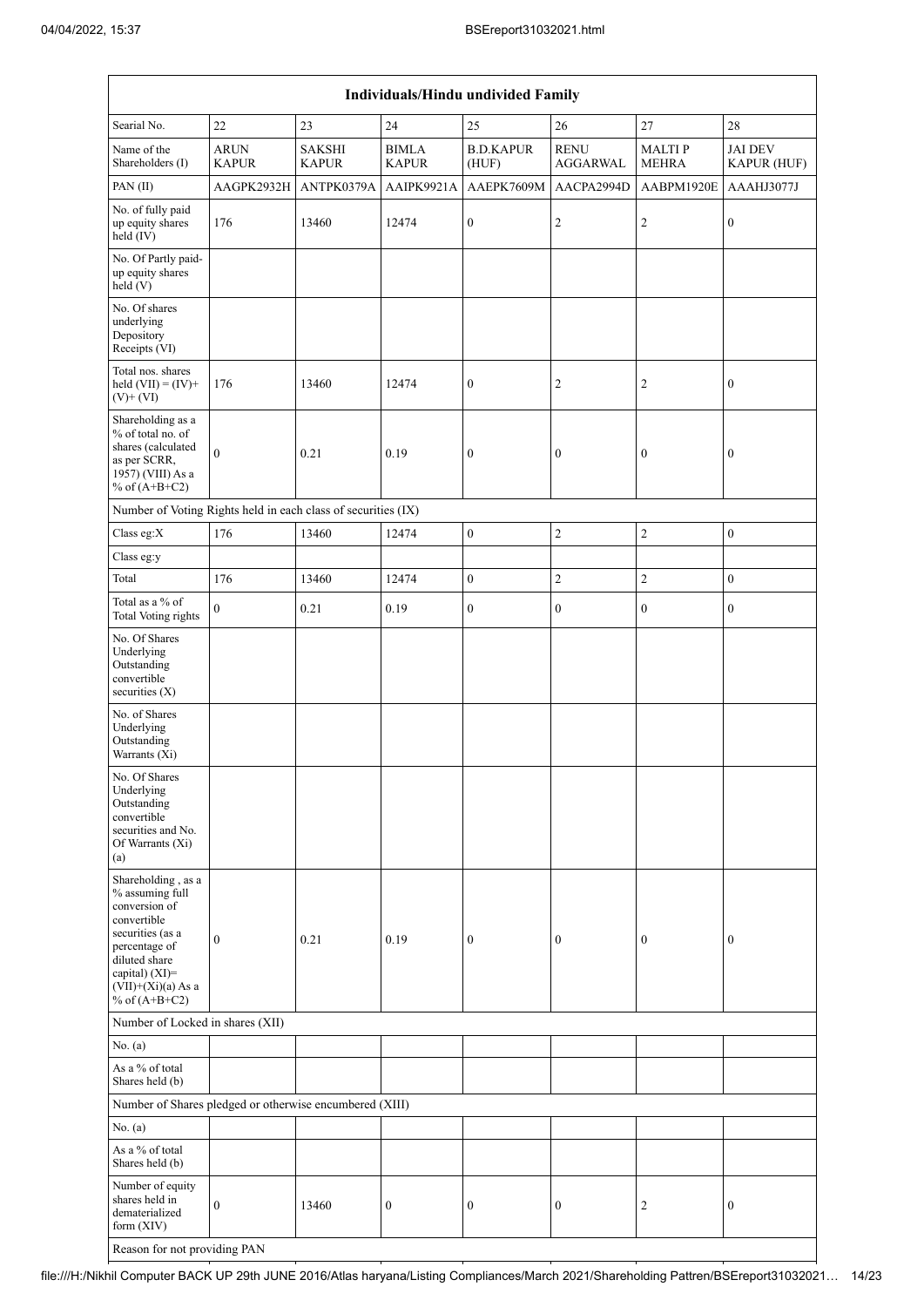| Individuals/Hindu undivided Family | | | | | | | |
|---|---|---|---|---|---|---|---|
| Searial No. | 22 | 23 | 24 | 25 | 26 | 27 | 28 |
| Name of the Shareholders (I) | ARUN KAPUR | SAKSHI KAPUR | BIMLA KAPUR | B.D.KAPUR (HUF) | RENU AGGARWAL | MALTI P MEHRA | JAI DEV KAPUR (HUF) |
| PAN (II) | AAGPK2932H | ANTPK0379A | AAIPK9921A | AAEPK7609M | AACPA2994D | AABPM1920E | AAAHJ3077J |
| No. of fully paid up equity shares held (IV) | 176 | 13460 | 12474 | 0 | 2 | 2 | 0 |
| No. Of Partly paid-up equity shares held (V) | | | | | | | |
| No. Of shares underlying Depository Receipts (VI) | | | | | | | |
| Total nos. shares held (VII) = (IV)+(V)+ (VI) | 176 | 13460 | 12474 | 0 | 2 | 2 | 0 |
| Shareholding as a % of total no. of shares (calculated as per SCRR, 1957) (VIII) As a % of (A+B+C2) | 0 | 0.21 | 0.19 | 0 | 0 | 0 | 0 |
| Number of Voting Rights held in each class of securities (IX) | | | | | | | |
| Class eg:X | 176 | 13460 | 12474 | 0 | 2 | 2 | 0 |
| Class eg:y | | | | | | | |
| Total | 176 | 13460 | 12474 | 0 | 2 | 2 | 0 |
| Total as a % of Total Voting rights | 0 | 0.21 | 0.19 | 0 | 0 | 0 | 0 |
| No. Of Shares Underlying Outstanding convertible securities (X) | | | | | | | |
| No. of Shares Underlying Outstanding Warrants (Xi) | | | | | | | |
| No. Of Shares Underlying Outstanding convertible securities and No. Of Warrants (Xi) (a) | | | | | | | |
| Shareholding , as a % assuming full conversion of convertible securities (as a percentage of diluted share capital) (XI)= (VII)+(Xi)(a) As a % of (A+B+C2) | 0 | 0.21 | 0.19 | 0 | 0 | 0 | 0 |
| Number of Locked in shares (XII) | | | | | | | |
| No. (a) | | | | | | | |
| As a % of total Shares held (b) | | | | | | | |
| Number of Shares pledged or otherwise encumbered (XIII) | | | | | | | |
| No. (a) | | | | | | | |
| As a % of total Shares held (b) | | | | | | | |
| Number of equity shares held in dematerialized form (XIV) | 0 | 13460 | 0 | 0 | 0 | 2 | 0 |
| Reason for not providing PAN | | | | | | | |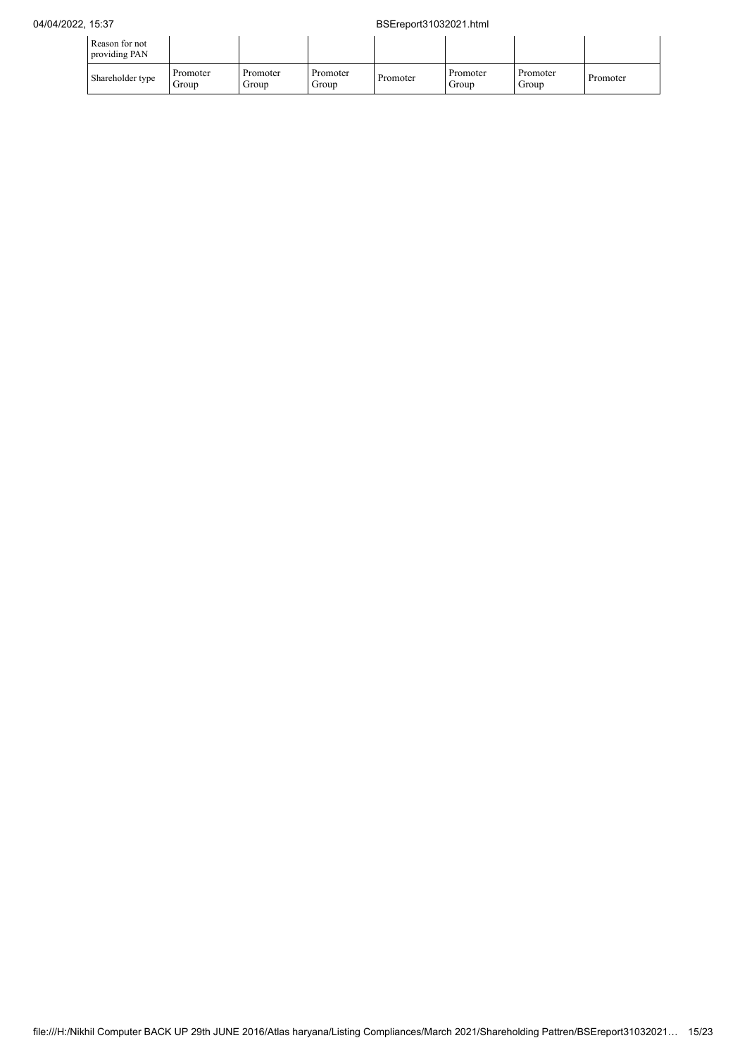| Reason for not providing PAN | | | | | | | |
|---|---|---|---|---|---|---|---|
| Shareholder type | Promoter Group | Promoter Group | Promoter Group | Promoter | Promoter Group | Promoter Group | Promoter |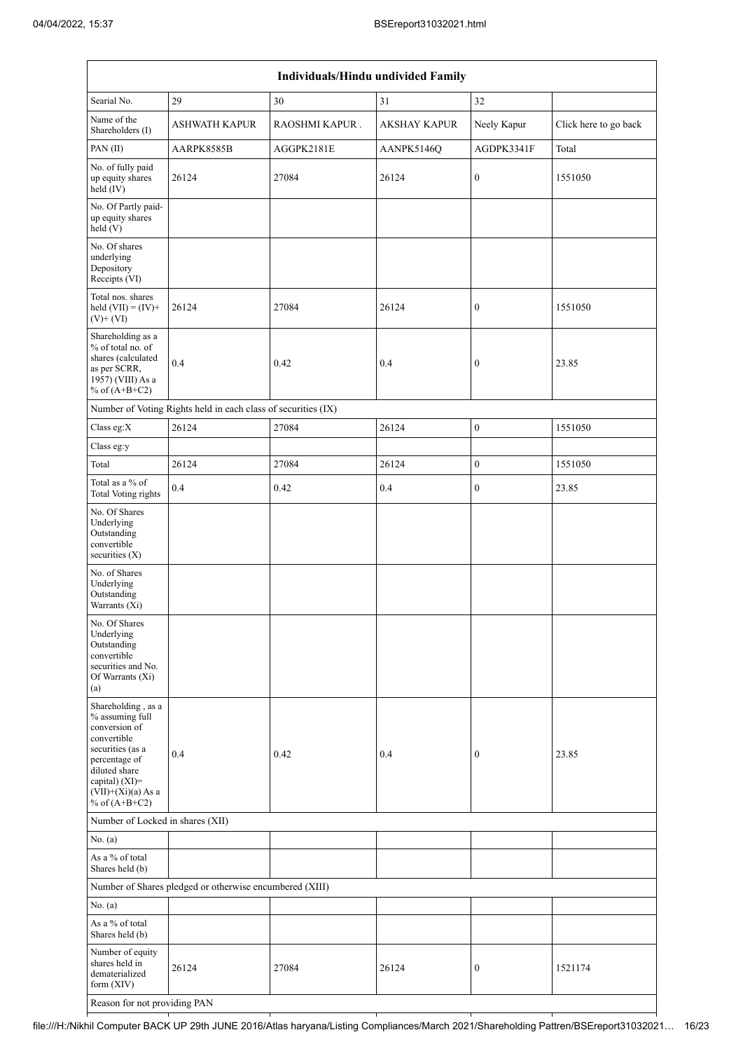| Individuals/Hindu undivided Family | | | | | |
|---|---|---|---|---|---|
| Searial No. | 29 | 30 | 31 | 32 | |
| Name of the Shareholders (I) | ASHWATH KAPUR | RAOSHMI KAPUR . | AKSHAY KAPUR | Neely Kapur | Click here to go back |
| PAN (II) | AARPK8585B | AGGPK2181E | AANPK5146Q | AGDPK3341F | Total |
| No. of fully paid up equity shares held (IV) | 26124 | 27084 | 26124 | 0 | 1551050 |
| No. Of Partly paid-up equity shares held (V) | | | | | |
| No. Of shares underlying Depository Receipts (VI) | | | | | |
| Total nos. shares held (VII) = (IV)+(V)+ (VI) | 26124 | 27084 | 26124 | 0 | 1551050 |
| Shareholding as a % of total no. of shares (calculated as per SCRR, 1957) (VIII) As a % of (A+B+C2) | 0.4 | 0.42 | 0.4 | 0 | 23.85 |
| Number of Voting Rights held in each class of securities (IX) | | | | | |
| Class eg:X | 26124 | 27084 | 26124 | 0 | 1551050 |
| Class eg:y | | | | | |
| Total | 26124 | 27084 | 26124 | 0 | 1551050 |
| Total as a % of Total Voting rights | 0.4 | 0.42 | 0.4 | 0 | 23.85 |
| No. Of Shares Underlying Outstanding convertible securities (X) | | | | | |
| No. of Shares Underlying Outstanding Warrants (Xi) | | | | | |
| No. Of Shares Underlying Outstanding convertible securities and No. Of Warrants (Xi) (a) | | | | | |
| Shareholding , as a % assuming full conversion of convertible securities (as a percentage of diluted share capital) (XI)= (VII)+(Xi)(a) As a % of (A+B+C2) | 0.4 | 0.42 | 0.4 | 0 | 23.85 |
| Number of Locked in shares (XII) | | | | | |
| No. (a) | | | | | |
| As a % of total Shares held (b) | | | | | |
| Number of Shares pledged or otherwise encumbered (XIII) | | | | | |
| No. (a) | | | | | |
| As a % of total Shares held (b) | | | | | |
| Number of equity shares held in dematerialized form (XIV) | 26124 | 27084 | 26124 | 0 | 1521174 |
| Reason for not providing PAN | | | | | |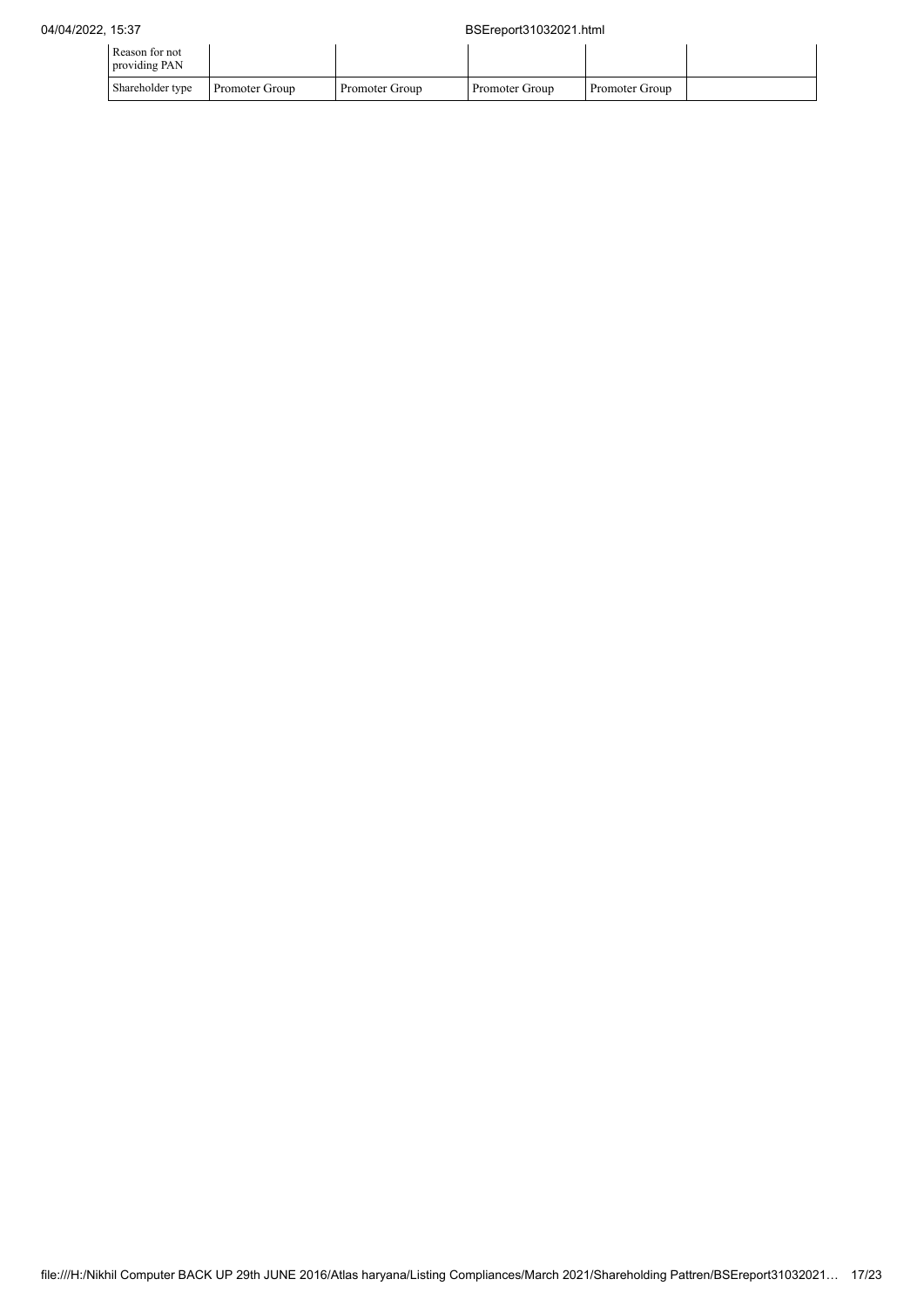| Reason for not providing PAN | | | | | |
|---|---|---|---|---|---|
| Shareholder type | Promoter Group | Promoter Group | Promoter Group | Promoter Group | |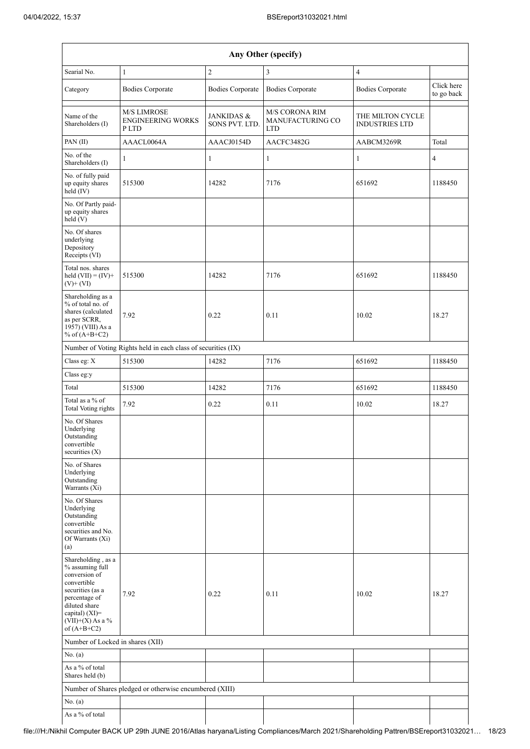| Any Other (specify) | | | | | |
|---|---|---|---|---|---|
| Searial No. | 1 | 2 | 3 | 4 | |
| Category | Bodies Corporate | Bodies Corporate | Bodies Corporate | Bodies Corporate | Click here to go back |
| Name of the Shareholders (I) | M/S LIMROSE ENGINEERING WORKS P LTD | JANKIDAS & SONS PVT. LTD. | M/S CORONA RIM MANUFACTURING CO LTD | THE MILTON CYCLE INDUSTRIES LTD | |
| PAN (II) | AAACL0064A | AAACJ0154D | AACFC3482G | AABCM3269R | Total |
| No. of the Shareholders (I) | 1 | 1 | 1 | 1 | 4 |
| No. of fully paid up equity shares held (IV) | 515300 | 14282 | 7176 | 651692 | 1188450 |
| No. Of Partly paid-up equity shares held (V) | | | | | |
| No. Of shares underlying Depository Receipts (VI) | | | | | |
| Total nos. shares held (VII) = (IV)+(V)+ (VI) | 515300 | 14282 | 7176 | 651692 | 1188450 |
| Shareholding as a % of total no. of shares (calculated as per SCRR, 1957) (VIII) As a % of (A+B+C2) | 7.92 | 0.22 | 0.11 | 10.02 | 18.27 |
| Number of Voting Rights held in each class of securities (IX) | | | | | |
| Class eg: X | 515300 | 14282 | 7176 | 651692 | 1188450 |
| Class eg:y | | | | | |
| Total | 515300 | 14282 | 7176 | 651692 | 1188450 |
| Total as a % of Total Voting rights | 7.92 | 0.22 | 0.11 | 10.02 | 18.27 |
| No. Of Shares Underlying Outstanding convertible securities (X) | | | | | |
| No. of Shares Underlying Outstanding Warrants (Xi) | | | | | |
| No. Of Shares Underlying Outstanding convertible securities and No. Of Warrants (Xi) (a) | | | | | |
| Shareholding , as a % assuming full conversion of convertible securities (as a percentage of diluted share capital) (XI)= (VII)+(X) As a % of (A+B+C2) | 7.92 | 0.22 | 0.11 | 10.02 | 18.27 |
| Number of Locked in shares (XII) | | | | | |
| No. (a) | | | | | |
| As a % of total Shares held (b) | | | | | |
| Number of Shares pledged or otherwise encumbered (XIII) | | | | | |
| No. (a) | | | | | |
| As a % of total | | | | | |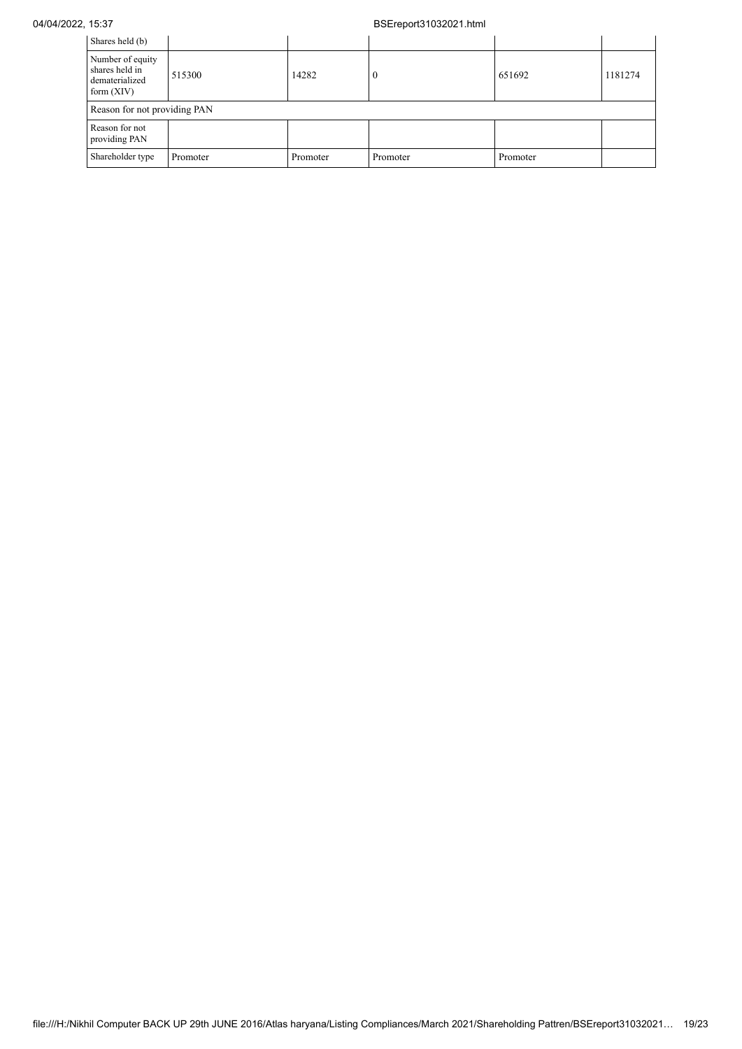| Shares held (b) | | | | | |
|---|---|---|---|---|---|
| Number of equity shares held in dematerialized form (XIV) | 515300 | 14282 | 0 | 651692 | 1181274 |
| Reason for not providing PAN | | | | | |
| Reason for not providing PAN | | | | | |
| Shareholder type | Promoter | Promoter | Promoter | Promoter | |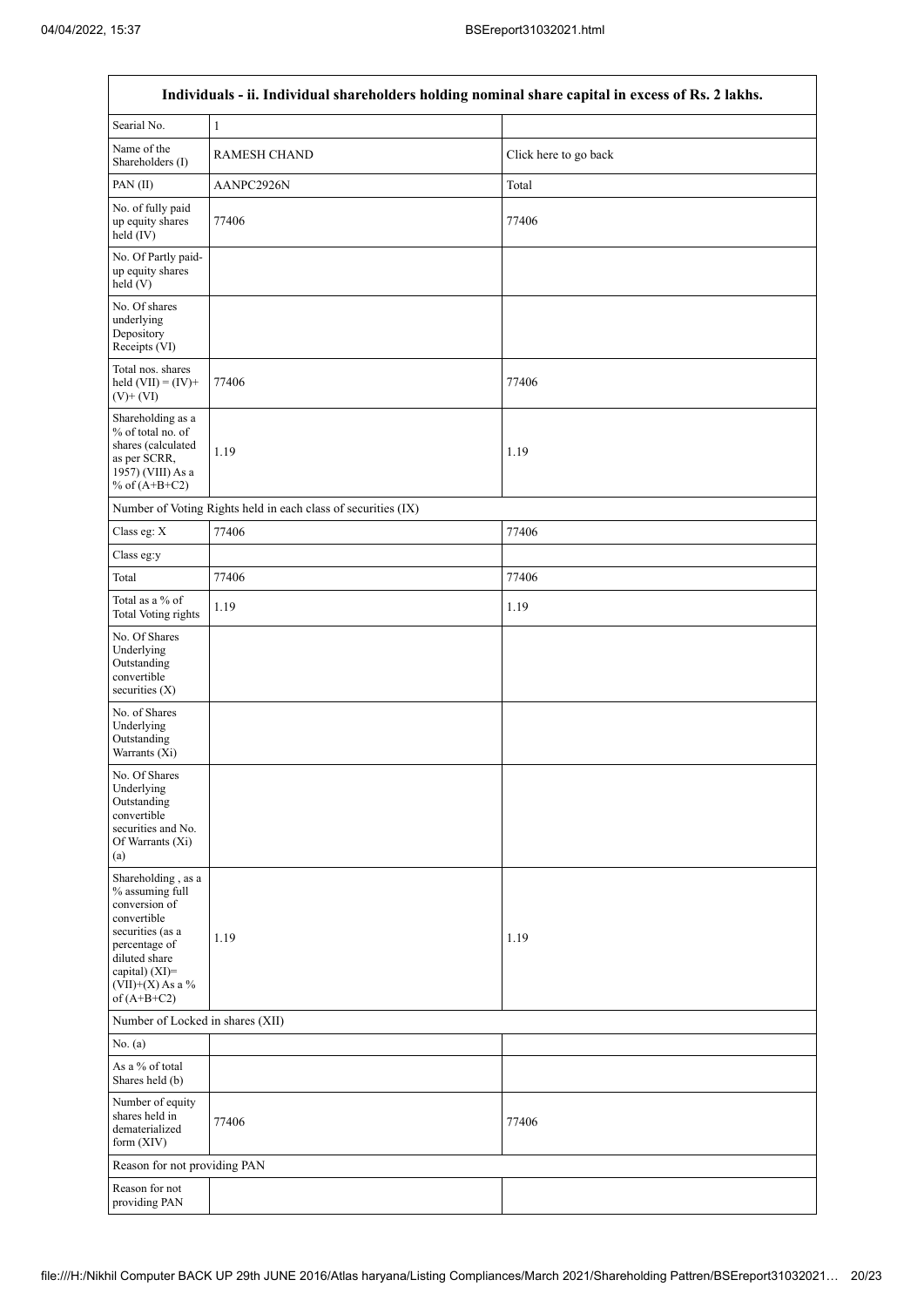| Individuals - ii. Individual shareholders holding nominal share capital in excess of Rs. 2 lakhs. | | |
|---|---|---|
| Searial No. | 1 | |
| Name of the Shareholders (I) | RAMESH CHAND | Click here to go back |
| PAN (II) | AANPC2926N | Total |
| No. of fully paid up equity shares held (IV) | 77406 | 77406 |
| No. Of Partly paid-up equity shares held (V) | | |
| No. Of shares underlying Depository Receipts (VI) | | |
| Total nos. shares held (VII) = (IV)+ (V)+ (VI) | 77406 | 77406 |
| Shareholding as a % of total no. of shares (calculated as per SCRR, 1957) (VIII) As a % of (A+B+C2) | 1.19 | 1.19 |
| Number of Voting Rights held in each class of securities (IX) | | |
| Class eg: X | 77406 | 77406 |
| Class eg:y | | |
| Total | 77406 | 77406 |
| Total as a % of Total Voting rights | 1.19 | 1.19 |
| No. Of Shares Underlying Outstanding convertible securities (X) | | |
| No. of Shares Underlying Outstanding Warrants (Xi) | | |
| No. Of Shares Underlying Outstanding convertible securities and No. Of Warrants (Xi) (a) | | |
| Shareholding , as a % assuming full conversion of convertible securities (as a percentage of diluted share capital) (XI)= (VII)+(X) As a % of (A+B+C2) | 1.19 | 1.19 |
| Number of Locked in shares (XII) | | |
| No. (a) | | |
| As a % of total Shares held (b) | | |
| Number of equity shares held in dematerialized form (XIV) | 77406 | 77406 |
| Reason for not providing PAN | | |
| Reason for not providing PAN | | |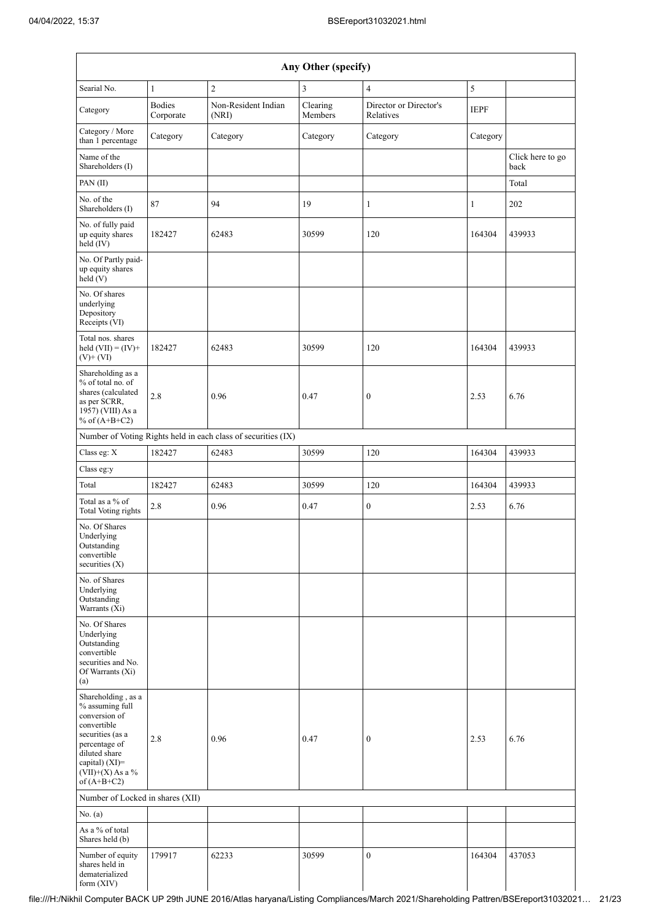| Any Other (specify) | | | | | | |
|---|---|---|---|---|---|---|
| Searial No. | 1 | 2 | 3 | 4 | 5 | |
| Category | Bodies Corporate | Non-Resident Indian (NRI) | Clearing Members | Director or Director's Relatives | IEPF | |
| Category / More than 1 percentage | Category | Category | Category | Category | Category | |
| Name of the Shareholders (I) | | | | | | Click here to go back |
| PAN (II) | | | | | | Total |
| No. of the Shareholders (I) | 87 | 94 | 19 | 1 | 1 | 202 |
| No. of fully paid up equity shares held (IV) | 182427 | 62483 | 30599 | 120 | 164304 | 439933 |
| No. Of Partly paid-up equity shares held (V) | | | | | | |
| No. Of shares underlying Depository Receipts (VI) | | | | | | |
| Total nos. shares held (VII) = (IV)+(V)+ (VI) | 182427 | 62483 | 30599 | 120 | 164304 | 439933 |
| Shareholding as a % of total no. of shares (calculated as per SCRR, 1957) (VIII) As a % of (A+B+C2) | 2.8 | 0.96 | 0.47 | 0 | 2.53 | 6.76 |
| Number of Voting Rights held in each class of securities (IX) | | | | | | |
| Class eg: X | 182427 | 62483 | 30599 | 120 | 164304 | 439933 |
| Class eg:y | | | | | | |
| Total | 182427 | 62483 | 30599 | 120 | 164304 | 439933 |
| Total as a % of Total Voting rights | 2.8 | 0.96 | 0.47 | 0 | 2.53 | 6.76 |
| No. Of Shares Underlying Outstanding convertible securities (X) | | | | | | |
| No. of Shares Underlying Outstanding Warrants (Xi) | | | | | | |
| No. Of Shares Underlying Outstanding convertible securities and No. Of Warrants (Xi) (a) | | | | | | |
| Shareholding , as a % assuming full conversion of convertible securities (as a percentage of diluted share capital) (XI)= (VII)+(X) As a % of (A+B+C2) | 2.8 | 0.96 | 0.47 | 0 | 2.53 | 6.76 |
| Number of Locked in shares (XII) | | | | | | |
| No. (a) | | | | | | |
| As a % of total Shares held (b) | | | | | | |
| Number of equity shares held in dematerialized form (XIV) | 179917 | 62233 | 30599 | 0 | 164304 | 437053 |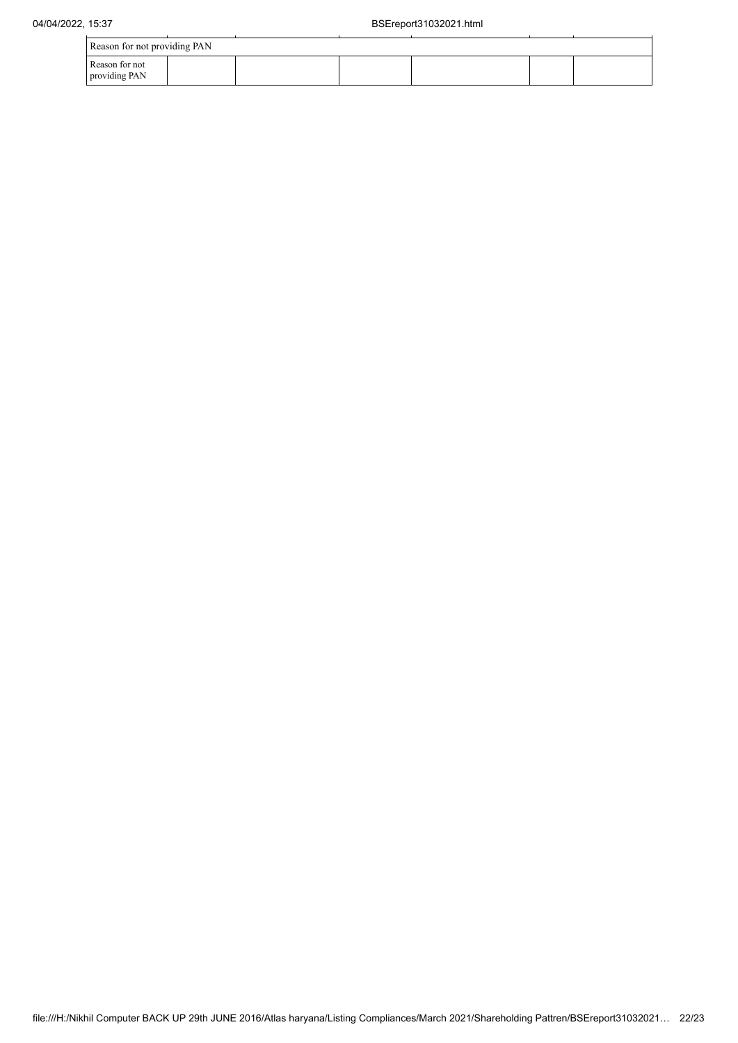| Reason for not providing PAN | | | | | | |
|---|---|---|---|---|---|---|
| Reason for not providing PAN | | | | | | |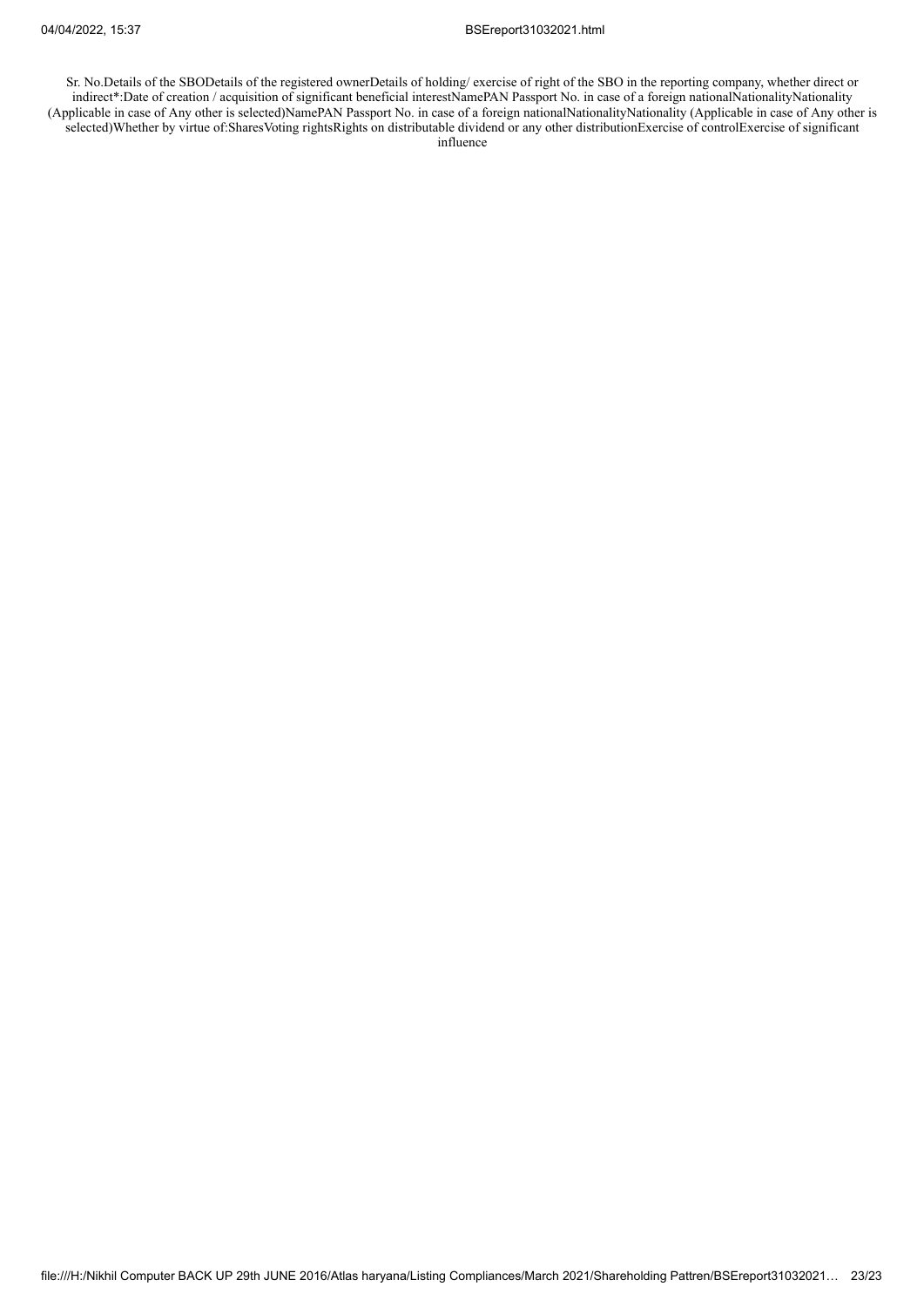Sr. No.Details of the SBODetails of the registered ownerDetails of holding/ exercise of right of the SBO in the reporting company, whether direct or indirect*:Date of creation / acquisition of significant beneficial interestNamePAN Passport No. in case of a foreign nationalNationalityNationality (Applicable in case of Any other is selected)NamePAN Passport No. in case of a foreign nationalNationalityNationality (Applicable in case of Any other is selected)Whether by virtue of:SharesVoting rightsRights on distributable dividend or any other distributionExercise of controlExercise of significant influence